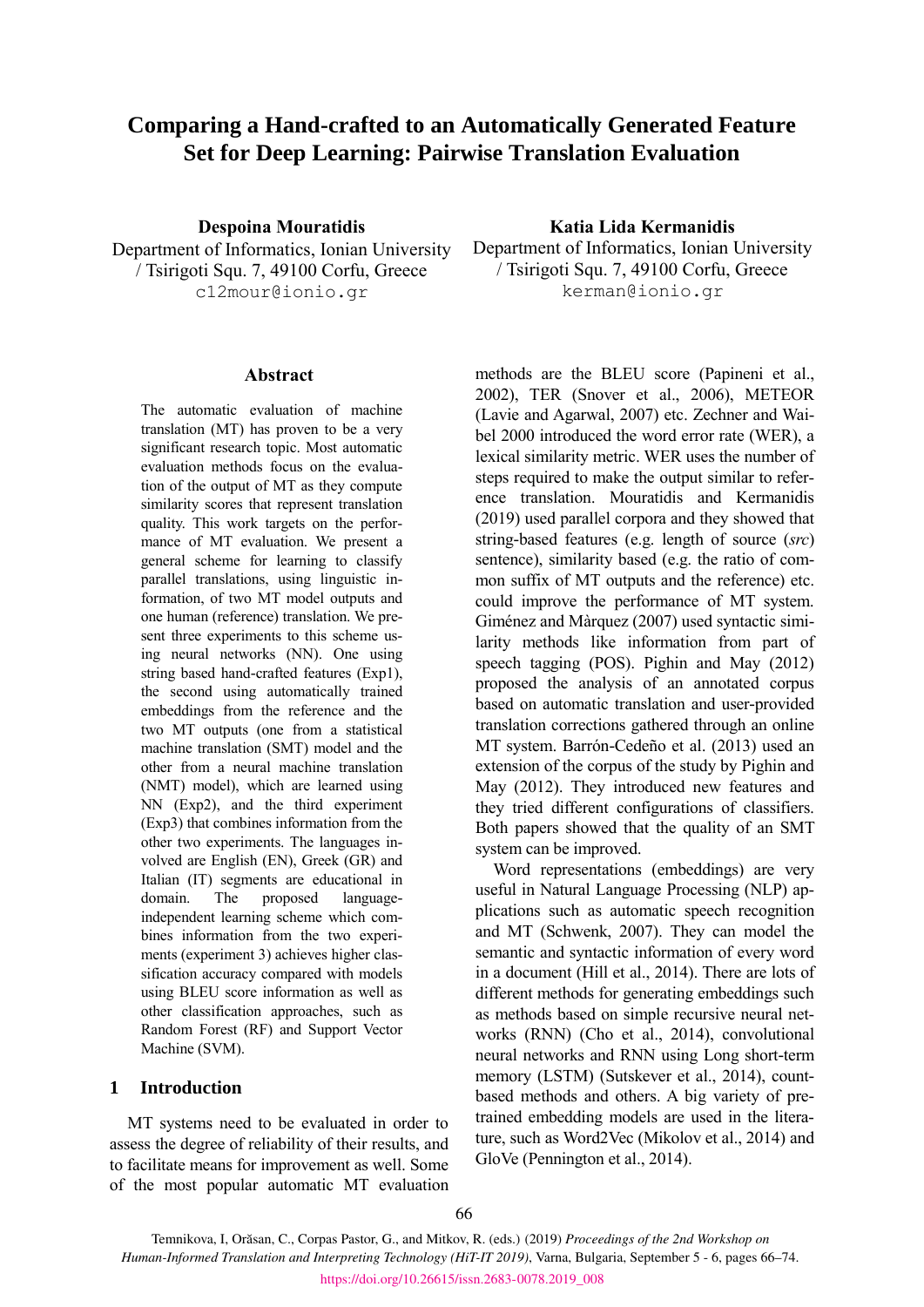# Comparing a Hand-crafted to an Automatically Generated Feature Set for Deep Learning: Pairwise Translation Evaluation

**Despoina Mouratidis**
Department of Informatics, Ionian University / Tsirigoti Squ. 7, 49100 Corfu, Greece
c12mour@ionio.gr

**Katia Lida Kermanidis**
Department of Informatics, Ionian University / Tsirigoti Squ. 7, 49100 Corfu, Greece
kerman@ionio.gr

## Abstract

The automatic evaluation of machine translation (MT) has proven to be a very significant research topic. Most automatic evaluation methods focus on the evaluation of the output of MT as they compute similarity scores that represent translation quality. This work targets on the performance of MT evaluation. We present a general scheme for learning to classify parallel translations, using linguistic information, of two MT model outputs and one human (reference) translation. We present three experiments to this scheme using neural networks (NN). One using string based hand-crafted features (Exp1), the second using automatically trained embeddings from the reference and the two MT outputs (one from a statistical machine translation (SMT) model and the other from a neural machine translation (NMT) model), which are learned using NN (Exp2), and the third experiment (Exp3) that combines information from the other two experiments. The languages involved are English (EN), Greek (GR) and Italian (IT) segments are educational in domain. The proposed language-independent learning scheme which combines information from the two experiments (experiment 3) achieves higher classification accuracy compared with models using BLEU score information as well as other classification approaches, such as Random Forest (RF) and Support Vector Machine (SVM).

## 1 Introduction

MT systems need to be evaluated in order to assess the degree of reliability of their results, and to facilitate means for improvement as well. Some of the most popular automatic MT evaluation methods are the BLEU score (Papineni et al., 2002), TER (Snover et al., 2006), METEOR (Lavie and Agarwal, 2007) etc. Zechner and Waibel 2000 introduced the word error rate (WER), a lexical similarity metric. WER uses the number of steps required to make the output similar to reference translation. Mouratidis and Kermanidis (2019) used parallel corpora and they showed that string-based features (e.g. length of source (*src*) sentence), similarity based (e.g. the ratio of common suffix of MT outputs and the reference) etc. could improve the performance of MT system. Giménez and Màrquez (2007) used syntactic similarity methods like information from part of speech tagging (POS). Pighin and May (2012) proposed the analysis of an annotated corpus based on automatic translation and user-provided translation corrections gathered through an online MT system. Barrón-Cedeño et al. (2013) used an extension of the corpus of the study by Pighin and May (2012). They introduced new features and they tried different configurations of classifiers. Both papers showed that the quality of an SMT system can be improved.

Word representations (embeddings) are very useful in Natural Language Processing (NLP) applications such as automatic speech recognition and MT (Schwenk, 2007). They can model the semantic and syntactic information of every word in a document (Hill et al., 2014). There are lots of different methods for generating embeddings such as methods based on simple recursive neural networks (RNN) (Cho et al., 2014), convolutional neural networks and RNN using Long short-term memory (LSTM) (Sutskever et al., 2014), count-based methods and others. A big variety of pre-trained embedding models are used in the literature, such as Word2Vec (Mikolov et al., 2014) and GloVe (Pennington et al., 2014).

Temnikova, I, Orăsan, C., Corpas Pastor, G., and Mitkov, R. (eds.) (2019) *Proceedings of the 2nd Workshop on Human-Informed Translation and Interpreting Technology (HiT-IT 2019)*, Varna, Bulgaria, September 5 - 6, pages 66–74.
https://doi.org/10.26615/issn.2683-0078.2019_008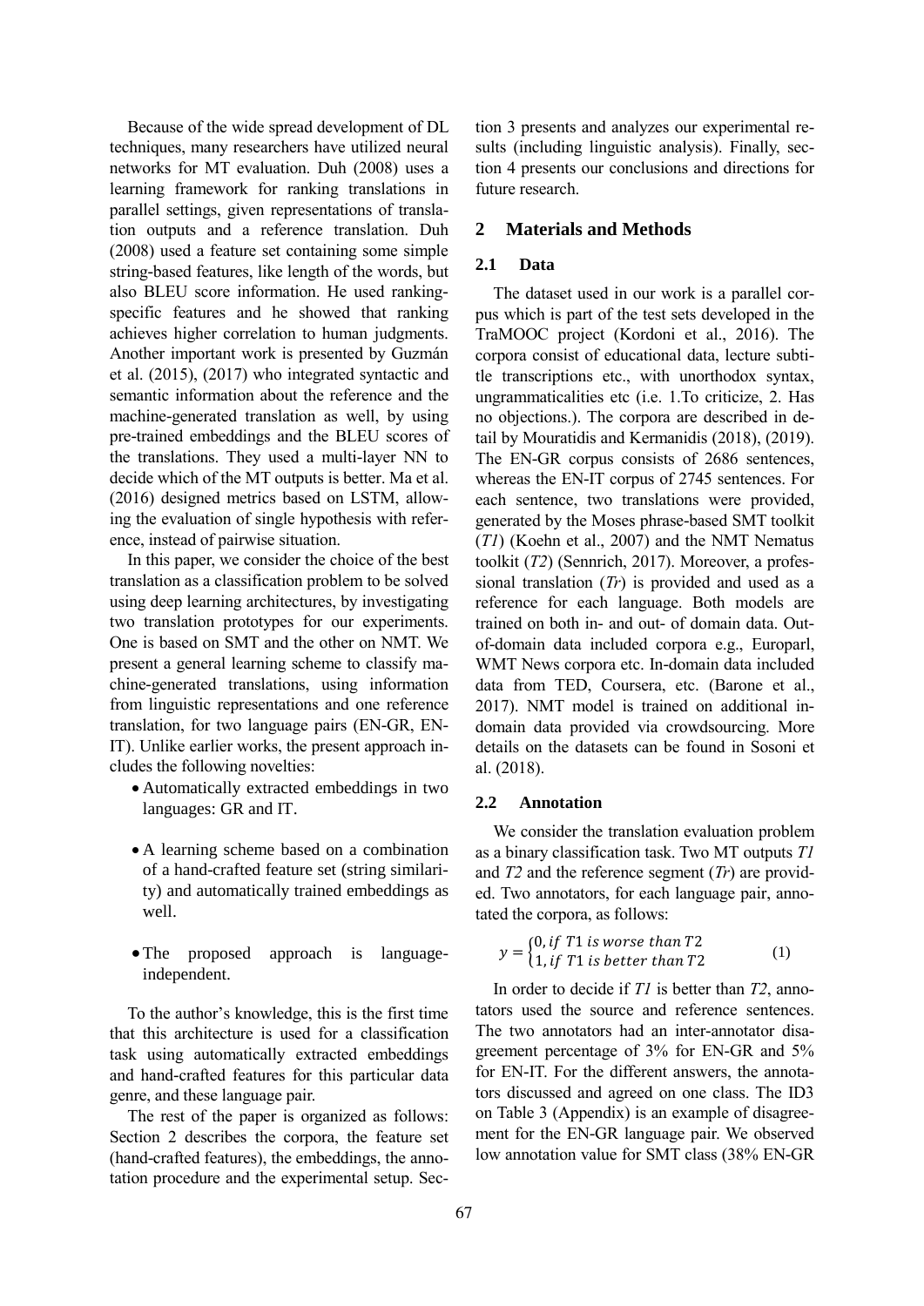Because of the wide spread development of DL techniques, many researchers have utilized neural networks for MT evaluation. Duh (2008) uses a learning framework for ranking translations in parallel settings, given representations of translation outputs and a reference translation. Duh (2008) used a feature set containing some simple string-based features, like length of the words, but also BLEU score information. He used ranking-specific features and he showed that ranking achieves higher correlation to human judgments. Another important work is presented by Guzmán et al. (2015), (2017) who integrated syntactic and semantic information about the reference and the machine-generated translation as well, by using pre-trained embeddings and the BLEU scores of the translations. They used a multi-layer NN to decide which of the MT outputs is better. Ma et al. (2016) designed metrics based on LSTM, allowing the evaluation of single hypothesis with reference, instead of pairwise situation.

In this paper, we consider the choice of the best translation as a classification problem to be solved using deep learning architectures, by investigating two translation prototypes for our experiments. One is based on SMT and the other on NMT. We present a general learning scheme to classify machine-generated translations, using information from linguistic representations and one reference translation, for two language pairs (EN-GR, EN-IT). Unlike earlier works, the present approach includes the following novelties:

- Automatically extracted embeddings in two languages: GR and IT.
- A learning scheme based on a combination of a hand-crafted feature set (string similarity) and automatically trained embeddings as well.
- The proposed approach is language-independent.

To the author's knowledge, this is the first time that this architecture is used for a classification task using automatically extracted embeddings and hand-crafted features for this particular data genre, and these language pair.

The rest of the paper is organized as follows: Section 2 describes the corpora, the feature set (hand-crafted features), the embeddings, the annotation procedure and the experimental setup. Section 3 presents and analyzes our experimental results (including linguistic analysis). Finally, section 4 presents our conclusions and directions for future research.

## 2 Materials and Methods

### 2.1 Data

The dataset used in our work is a parallel corpus which is part of the test sets developed in the TraMOOC project (Kordoni et al., 2016). The corpora consist of educational data, lecture subtitle transcriptions etc., with unorthodox syntax, ungrammaticalities etc (i.e. 1.To criticize, 2. Has no objections.). The corpora are described in detail by Mouratidis and Kermanidis (2018), (2019). The EN-GR corpus consists of 2686 sentences, whereas the EN-IT corpus of 2745 sentences. For each sentence, two translations were provided, generated by the Moses phrase-based SMT toolkit (*T1*) (Koehn et al., 2007) and the NMT Nematus toolkit (*T2*) (Sennrich, 2017). Moreover, a professional translation (*Tr*) is provided and used as a reference for each language. Both models are trained on both in- and out- of domain data. Out-of-domain data included corpora e.g., Europarl, WMT News corpora etc. In-domain data included data from TED, Coursera, etc. (Barone et al., 2017). NMT model is trained on additional in-domain data provided via crowdsourcing. More details on the datasets can be found in Sosoni et al. (2018).

### 2.2 Annotation

We consider the translation evaluation problem as a binary classification task. Two MT outputs *T1* and *T2* and the reference segment (*Tr*) are provided. Two annotators, for each language pair, annotated the corpora, as follows:

$$y = \begin{cases} 0, if\ T1\ is\ worse\ than\ T2 \\ 1, if\ T1\ is\ better\ than\ T2 \end{cases} \quad (1)$$

In order to decide if *T1* is better than *T2*, annotators used the source and reference sentences. The two annotators had an inter-annotator disagreement percentage of 3% for EN-GR and 5% for EN-IT. For the different answers, the annotators discussed and agreed on one class. The ID3 on Table 3 (Appendix) is an example of disagreement for the EN-GR language pair. We observed low annotation value for SMT class (38% EN-GR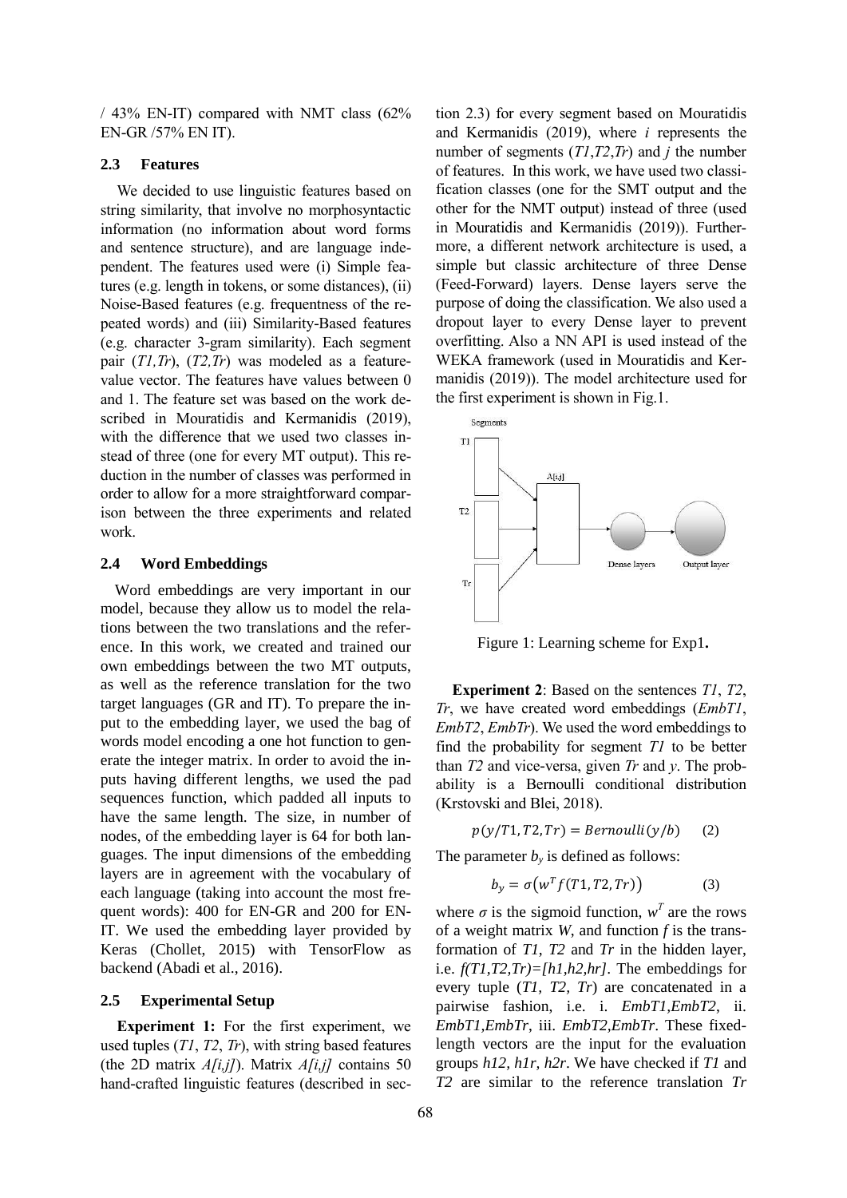/ 43% EN-IT) compared with NMT class (62% EN-GR /57% EN IT).

### 2.3 Features

We decided to use linguistic features based on string similarity, that involve no morphosyntactic information (no information about word forms and sentence structure), and are language independent. The features used were (i) Simple features (e.g. length in tokens, or some distances), (ii) Noise-Based features (e.g. frequentness of the repeated words) and (iii) Similarity-Based features (e.g. character 3-gram similarity). Each segment pair (*T1,Tr*), (*T2,Tr*) was modeled as a feature-value vector. The features have values between 0 and 1. The feature set was based on the work described in Mouratidis and Kermanidis (2019), with the difference that we used two classes instead of three (one for every MT output). This reduction in the number of classes was performed in order to allow for a more straightforward comparison between the three experiments and related work.

### 2.4 Word Embeddings

Word embeddings are very important in our model, because they allow us to model the relations between the two translations and the reference. In this work, we created and trained our own embeddings between the two MT outputs, as well as the reference translation for the two target languages (GR and IT). To prepare the input to the embedding layer, we used the bag of words model encoding a one hot function to generate the integer matrix. In order to avoid the inputs having different lengths, we used the pad sequences function, which padded all inputs to have the same length. The size, in number of nodes, of the embedding layer is 64 for both languages. The input dimensions of the embedding layers are in agreement with the vocabulary of each language (taking into account the most frequent words): 400 for EN-GR and 200 for EN-IT. We used the embedding layer provided by Keras (Chollet, 2015) with TensorFlow as backend (Abadi et al., 2016).

### 2.5 Experimental Setup

**Experiment 1:** For the first experiment, we used tuples (*T1*, *T2*, *Tr*), with string based features (the 2D matrix *A[i,j]*). Matrix *A[i,j]* contains 50 hand-crafted linguistic features (described in section 2.3) for every segment based on Mouratidis and Kermanidis (2019), where *i* represents the number of segments (*T1*,*T2*,*Tr*) and *j* the number of features. In this work, we have used two classification classes (one for the SMT output and the other for the NMT output) instead of three (used in Mouratidis and Kermanidis (2019)). Furthermore, a different network architecture is used, a simple but classic architecture of three Dense (Feed-Forward) layers. Dense layers serve the purpose of doing the classification. We also used a dropout layer to every Dense layer to prevent overfitting. Also a NN API is used instead of the WEKA framework (used in Mouratidis and Kermanidis (2019)). The model architecture used for the first experiment is shown in Fig.1.

Figure 1: Learning scheme for Exp1**.**

**Experiment 2**: Based on the sentences *T1*, *T2*, *Tr*, we have created word embeddings (*EmbT1*, *EmbT2*, *EmbTr*). We used the word embeddings to find the probability for segment *T1* to be better than *T2* and vice-versa, given *Tr* and *y*. The probability is a Bernoulli conditional distribution (Krstovski and Blei, 2018).

$$p(y/T1, T2, Tr) = Bernoulli(y/b) \quad (2)$$

The parameter $b_y$ is defined as follows:

$$b_y = \sigma\left(w^T f(T1, T2, Tr)\right) \quad (3)$$

where $\sigma$ is the sigmoid function, $w^T$ are the rows of a weight matrix *W*, and function *f* is the transformation of *T1*, *T2* and *Tr* in the hidden layer, i.e. *f(T1,T2,Tr)=[h1,h2,hr]*. The embeddings for every tuple (*T1*, *T2*, *Tr*) are concatenated in a pairwise fashion, i.e. i. *EmbT1*,*EmbT2*, ii. *EmbT1*,*EmbTr*, iii. *EmbT2*,*EmbTr*. These fixed-length vectors are the input for the evaluation groups *h12*, *h1r*, *h2r*. We have checked if *T1* and *T2* are similar to the reference translation *Tr*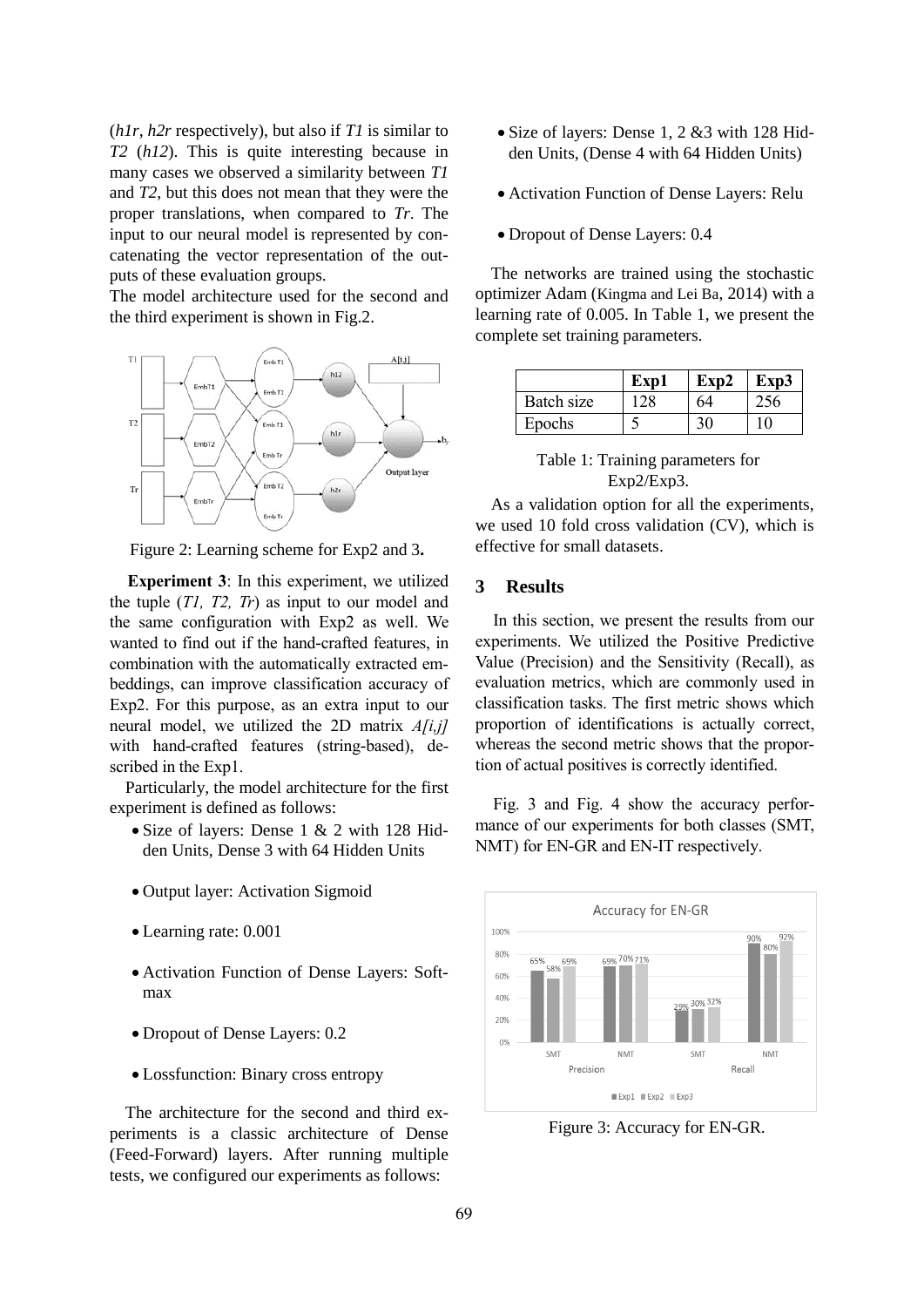(*h1r, h2r* respectively), but also if *T1* is similar to *T2* (*h12*). This is quite interesting because in many cases we observed a similarity between *T1* and *T2*, but this does not mean that they were the proper translations, when compared to *Tr*. The input to our neural model is represented by concatenating the vector representation of the outputs of these evaluation groups.

The model architecture used for the second and the third experiment is shown in Fig.2.

Figure 2: Learning scheme for Exp2 and 3**.**

**Experiment 3**: In this experiment, we utilized the tuple (*T1, T2, Tr*) as input to our model and the same configuration with Exp2 as well. We wanted to find out if the hand-crafted features, in combination with the automatically extracted embeddings, can improve classification accuracy of Exp2. For this purpose, as an extra input to our neural model, we utilized the 2D matrix *A[i,j]* with hand-crafted features (string-based), described in the Exp1.

Particularly, the model architecture for the first experiment is defined as follows:

- Size of layers: Dense 1 & 2 with 128 Hidden Units, Dense 3 with 64 Hidden Units
- Output layer: Activation Sigmoid
- Learning rate: 0.001
- Activation Function of Dense Layers: Softmax
- Dropout of Dense Layers: 0.2
- Lossfunction: Binary cross entropy

The architecture for the second and third experiments is a classic architecture of Dense (Feed-Forward) layers. After running multiple tests, we configured our experiments as follows:

- Size of layers: Dense 1, 2 &3 with 128 Hidden Units, (Dense 4 with 64 Hidden Units)
- Activation Function of Dense Layers: Relu
- Dropout of Dense Layers: 0.4

The networks are trained using the stochastic optimizer Adam (Kingma and Lei Ba, 2014) with a learning rate of 0.005. In Table 1, we present the complete set training parameters.

| | Exp1 | Exp2 | Exp3 |
|---|---|---|---|
| Batch size | 128 | 64 | 256 |
| Epochs | 5 | 30 | 10 |

Table 1: Training parameters for Exp2/Exp3.

As a validation option for all the experiments, we used 10 fold cross validation (CV), which is effective for small datasets.

## 3 Results

In this section, we present the results from our experiments. We utilized the Positive Predictive Value (Precision) and the Sensitivity (Recall), as evaluation metrics, which are commonly used in classification tasks. The first metric shows which proportion of identifications is actually correct, whereas the second metric shows that the proportion of actual positives is correctly identified.

Fig. 3 and Fig. 4 show the accuracy performance of our experiments for both classes (SMT, NMT) for EN-GR and EN-IT respectively.

Figure 3: Accuracy for EN-GR.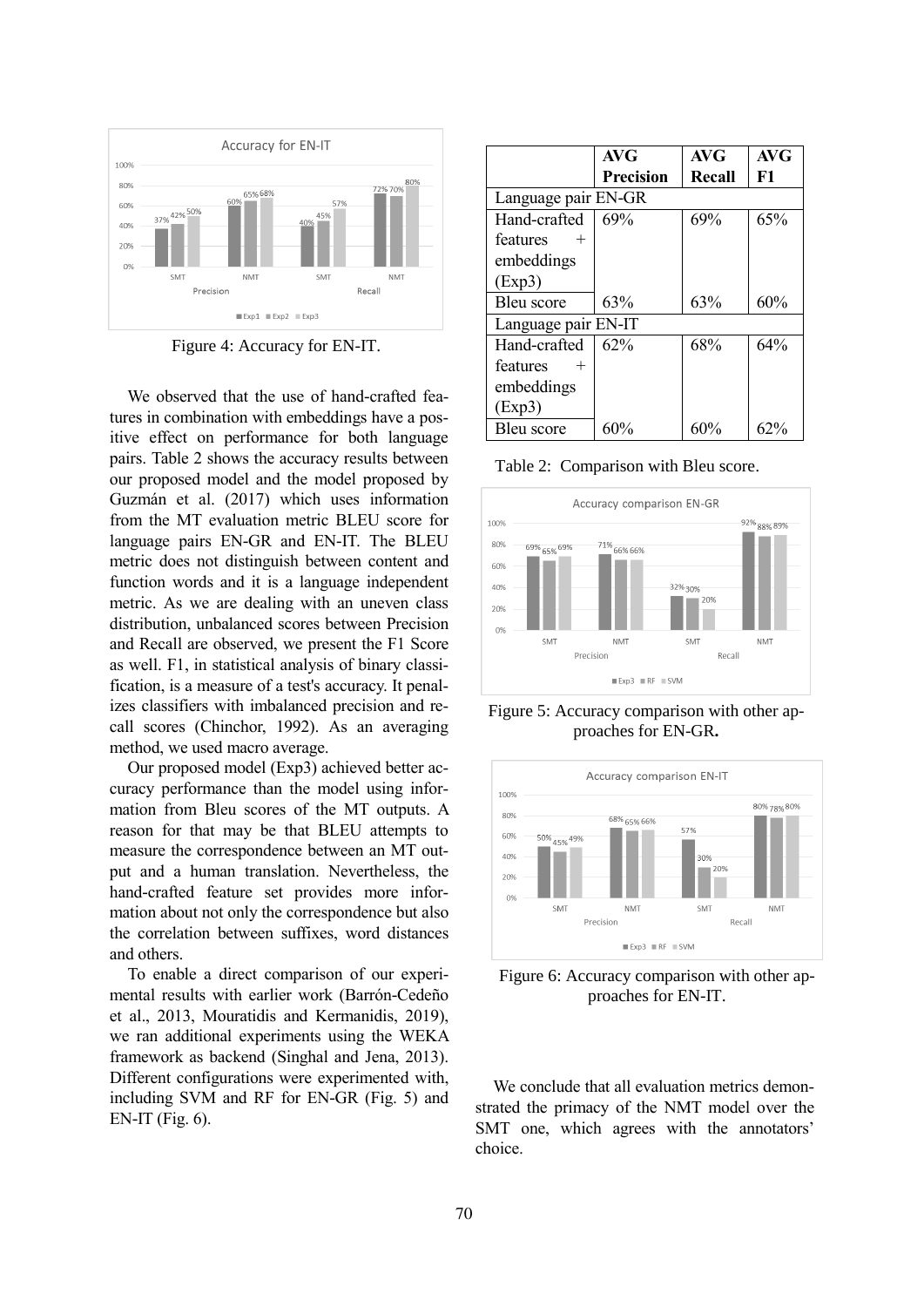Figure 4: Accuracy for EN-IT.

We observed that the use of hand-crafted features in combination with embeddings have a positive effect on performance for both language pairs. Table 2 shows the accuracy results between our proposed model and the model proposed by Guzmán et al. (2017) which uses information from the MT evaluation metric BLEU score for language pairs EN-GR and EN-IT. The BLEU metric does not distinguish between content and function words and it is a language independent metric. As we are dealing with an uneven class distribution, unbalanced scores between Precision and Recall are observed, we present the F1 Score as well. F1, in statistical analysis of binary classification, is a measure of a test's accuracy. It penalizes classifiers with imbalanced precision and recall scores (Chinchor, 1992). As an averaging method, we used macro average.

Our proposed model (Exp3) achieved better accuracy performance than the model using information from Bleu scores of the MT outputs. A reason for that may be that BLEU attempts to measure the correspondence between an MT output and a human translation. Nevertheless, the hand-crafted feature set provides more information about not only the correspondence but also the correlation between suffixes, word distances and others.

To enable a direct comparison of our experimental results with earlier work (Barrón-Cedeño et al., 2013, Mouratidis and Kermanidis, 2019), we ran additional experiments using the WEKA framework as backend (Singhal and Jena, 2013). Different configurations were experimented with, including SVM and RF for EN-GR (Fig. 5) and EN-IT (Fig. 6).

| | **AVG Precision** | **AVG Recall** | **AVG F1** |
|---|---|---|---|
| Language pair EN-GR | | | |
| Hand-crafted features + embeddings (Exp3) | 69% | 69% | 65% |
| Bleu score | 63% | 63% | 60% |
| Language pair EN-IT | | | |
| Hand-crafted features + embeddings (Exp3) | 62% | 68% | 64% |
| Bleu score | 60% | 60% | 62% |

Table 2: Comparison with Bleu score.

Figure 5: Accuracy comparison with other approaches for EN-GR.

Figure 6: Accuracy comparison with other approaches for EN-IT.

We conclude that all evaluation metrics demonstrated the primacy of the NMT model over the SMT one, which agrees with the annotators' choice.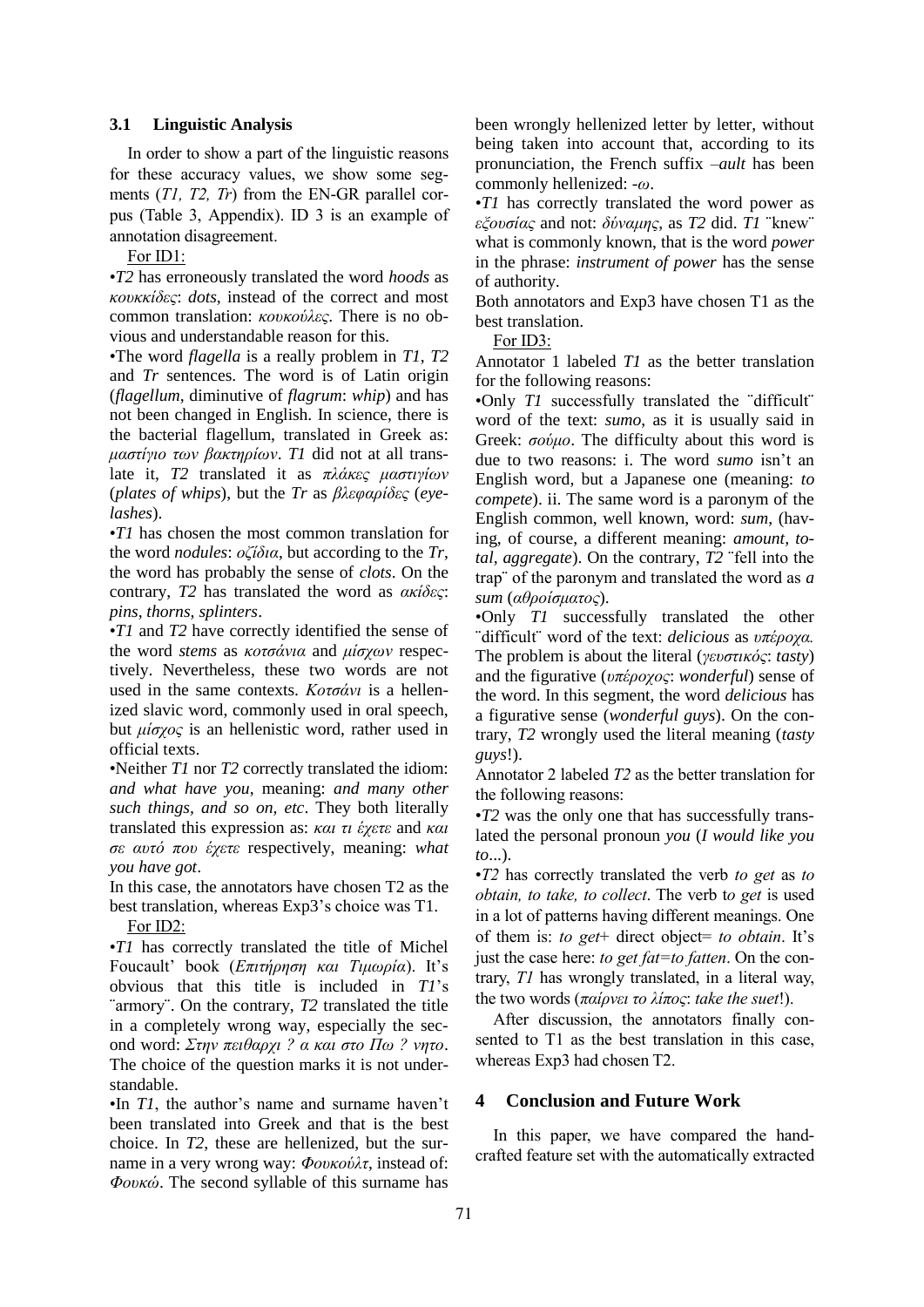### 3.1 Linguistic Analysis

In order to show a part of the linguistic reasons for these accuracy values, we show some segments (*T1, T2, Tr*) from the EN-GR parallel corpus (Table 3, Appendix). ID 3 is an example of annotation disagreement.

For ID1:

•*T2* has erroneously translated the word *hoods* as *κουκκίδες*: *dots*, instead of the correct and most common translation: *κουκούλες*. There is no obvious and understandable reason for this.

•The word *flagella* is a really problem in *T1*, *T2* and *Tr* sentences. The word is of Latin origin (*flagellum*, diminutive of *flagrum*: *whip*) and has not been changed in English. In science, there is the bacterial flagellum, translated in Greek as: *μαστίγιο των βακτηρίων*. *T1* did not at all translate it, *T2* translated it as *πλάκες μαστιγίων* (*plates of whips*), but the *Tr* as *βλεφαρίδες* (*eyelashes*).

•*T1* has chosen the most common translation for the word *nodules*: *οζίδια*, but according to the *Tr*, the word has probably the sense of *clots*. On the contrary, *T2* has translated the word as *ακίδες*: *pins, thorns, splinters*.

•*T1* and *T2* have correctly identified the sense of the word *stems* as *κοτσάνια* and *μίσχων* respectively. Nevertheless, these two words are not used in the same contexts. *Κοτσάνι* is a hellenized slavic word, commonly used in oral speech, but *μίσχος* is an hellenistic word, rather used in official texts.

•Neither *T1* nor *T2* correctly translated the idiom: *and what have you*, meaning: *and many other such things, and so on, etc*. They both literally translated this expression as: *και τι έχετε* and *και σε αυτό που έχετε* respectively, meaning: *what you have got*.

In this case, the annotators have chosen T2 as the best translation, whereas Exp3's choice was T1.

For ID2:

•*T1* has correctly translated the title of Michel Foucault' book (*Επιτήρηση και Τιμωρία*). It's obvious that this title is included in *T1*'s ¨armory¨. On the contrary, *T2* translated the title in a completely wrong way, especially the second word: *Στην πειθαρχι ? α και στο Πω ? νητο*. The choice of the question marks it is not understandable.

•In *T1*, the author's name and surname haven't been translated into Greek and that is the best choice. In *T2*, these are hellenized, but the surname in a very wrong way: *Φουκούλτ*, instead of: *Φουκώ*. The second syllable of this surname has been wrongly hellenized letter by letter, without being taken into account that, according to its pronunciation, the French suffix *–ault* has been commonly hellenized: *-ω*.

•*T1* has correctly translated the word power as *εξουσίας* and not: *δύναμης*, as *T2* did. *T1* ¨knew¨ what is commonly known, that is the word *power* in the phrase: *instrument of power* has the sense of authority.

Both annotators and Exp3 have chosen T1 as the best translation.

For ID3:

Annotator 1 labeled *T1* as the better translation for the following reasons:

•Only *T1* successfully translated the ¨difficult¨ word of the text: *sumo*, as it is usually said in Greek: *σούμο*. The difficulty about this word is due to two reasons: i. The word *sumo* isn't an English word, but a Japanese one (meaning: *to compete*). ii. The same word is a paronym of the English common, well known, word: *sum*, (having, of course, a different meaning: *amount, total, aggregate*). On the contrary, *T2* ¨fell into the trap¨ of the paronym and translated the word as *a sum* (*αθροίσματος*).

•Only *T1* successfully translated the other ¨difficult¨ word of the text: *delicious* as *υπέροχα.* The problem is about the literal (*γευστικός*: *tasty*) and the figurative (*υπέροχος*: *wonderful*) sense of the word. In this segment, the word *delicious* has a figurative sense (*wonderful guys*). On the contrary, *T2* wrongly used the literal meaning (*tasty guys*!).

Annotator 2 labeled *T2* as the better translation for the following reasons:

•*T2* was the only one that has successfully translated the personal pronoun *you* (*I would like you to*...).

•*T2* has correctly translated the verb *to get* as *to obtain, to take, to collect*. The verb t*o get* is used in a lot of patterns having different meanings. One of them is: *to get*+ direct object= *to obtain*. It's just the case here: *to get fat=to fatten*. On the contrary, *T1* has wrongly translated, in a literal way, the two words (*παίρνει το λίπος*: *take the suet*!).

After discussion, the annotators finally consented to T1 as the best translation in this case, whereas Exp3 had chosen T2.

## 4 Conclusion and Future Work

In this paper, we have compared the handcrafted feature set with the automatically extracted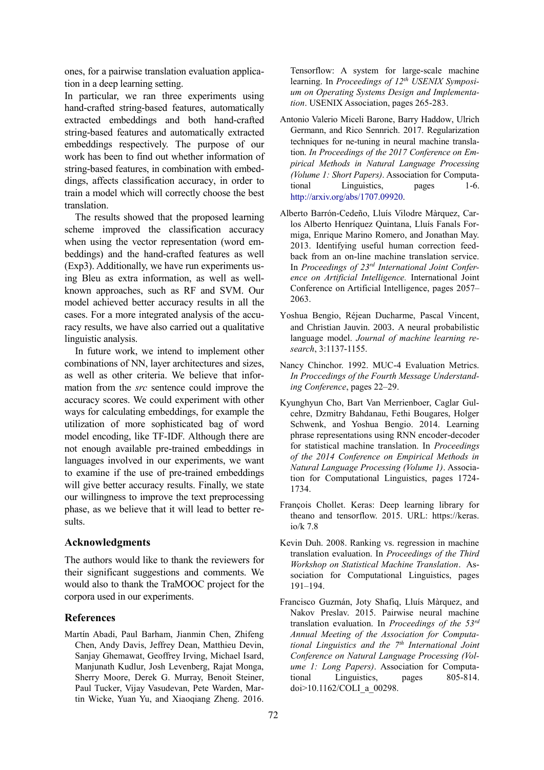ones, for a pairwise translation evaluation application in a deep learning setting.

In particular, we ran three experiments using hand-crafted string-based features, automatically extracted embeddings and both hand-crafted string-based features and automatically extracted embeddings respectively. The purpose of our work has been to find out whether information of string-based features, in combination with embeddings, affects classification accuracy, in order to train a model which will correctly choose the best translation.

The results showed that the proposed learning scheme improved the classification accuracy when using the vector representation (word embeddings) and the hand-crafted features as well (Exp3). Additionally, we have run experiments using Bleu as extra information, as well as well-known approaches, such as RF and SVM. Our model achieved better accuracy results in all the cases. For a more integrated analysis of the accuracy results, we have also carried out a qualitative linguistic analysis.

In future work, we intend to implement other combinations of NN, layer architectures and sizes, as well as other criteria. We believe that information from the *src* sentence could improve the accuracy scores. We could experiment with other ways for calculating embeddings, for example the utilization of more sophisticated bag of word model encoding, like TF-IDF. Although there are not enough available pre-trained embeddings in languages involved in our experiments, we want to examine if the use of pre-trained embeddings will give better accuracy results. Finally, we state our willingness to improve the text preprocessing phase, as we believe that it will lead to better results.

## Acknowledgments

The authors would like to thank the reviewers for their significant suggestions and comments. We would also to thank the TraMOOC project for the corpora used in our experiments.

## References

Martín Abadi, Paul Barham, Jianmin Chen, Zhifeng Chen, Andy Davis, Jeffrey Dean, Matthieu Devin, Sanjay Ghemawat, Geoffrey Irving, Michael Isard, Manjunath Kudlur, Josh Levenberg, Rajat Monga, Sherry Moore, Derek G. Murray, Benoit Steiner, Paul Tucker, Vijay Vasudevan, Pete Warden, Martin Wicke, Yuan Yu, and Xiaoqiang Zheng. 2016. Tensorflow: A system for large-scale machine learning. In *Proceedings of 12th USENIX Symposium on Operating Systems Design and Implementation*. USENIX Association, pages 265-283.

Antonio Valerio Miceli Barone, Barry Haddow, Ulrich Germann, and Rico Sennrich. 2017. Regularization techniques for ne-tuning in neural machine translation. *In Proceedings of the 2017 Conference on Empirical Methods in Natural Language Processing (Volume 1: Short Papers)*. Association for Computational Linguistics, pages 1-6. http://arxiv.org/abs/1707.09920.

Alberto Barrón-Cedeño, Lluís Vilodre Màrquez, Carlos Alberto Henríquez Quintana, Lluís Fanals Formiga, Enrique Marino Romero, and Jonathan May. 2013. Identifying useful human correction feedback from an on-line machine translation service. In *Proceedings of 23rd International Joint Conference on Artificial Intelligence.* International Joint Conference on Artificial Intelligence, pages 2057–2063.

Yoshua Bengio, Réjean Ducharme, Pascal Vincent, and Christian Jauvin. 2003. A neural probabilistic language model. *Journal of machine learning research*, 3:1137-1155.

Nancy Chinchor. 1992. MUC-4 Evaluation Metrics. *In Proccedings of the Fourth Message Understanding Conference*, pages 22–29.

Kyunghyun Cho, Bart Van Merrienboer, Caglar Gulcehre, Dzmitry Bahdanau, Fethi Bougares, Holger Schwenk, and Yoshua Bengio. 2014. Learning phrase representations using RNN encoder-decoder for statistical machine translation. In *Proceedings of the 2014 Conference on Empirical Methods in Natural Language Processing (Volume 1)*. Association for Computational Linguistics, pages 1724-1734.

François Chollet. Keras: Deep learning library for theano and tensorflow. 2015. URL: https://keras.io/k 7.8

Kevin Duh. 2008. Ranking vs. regression in machine translation evaluation. In *Proceedings of the Third Workshop on Statistical Machine Translation*. Association for Computational Linguistics, pages 191–194.

Francisco Guzmán, Joty Shafiq, Lluís Màrquez, and Nakov Preslav. 2015. Pairwise neural machine translation evaluation. In *Proceedings of the 53rd Annual Meeting of the Association for Computational Linguistics and the 7th International Joint Conference on Natural Language Processing (Volume 1: Long Papers)*. Association for Computational Linguistics, pages 805-814. doi>10.1162/COLI_a_00298.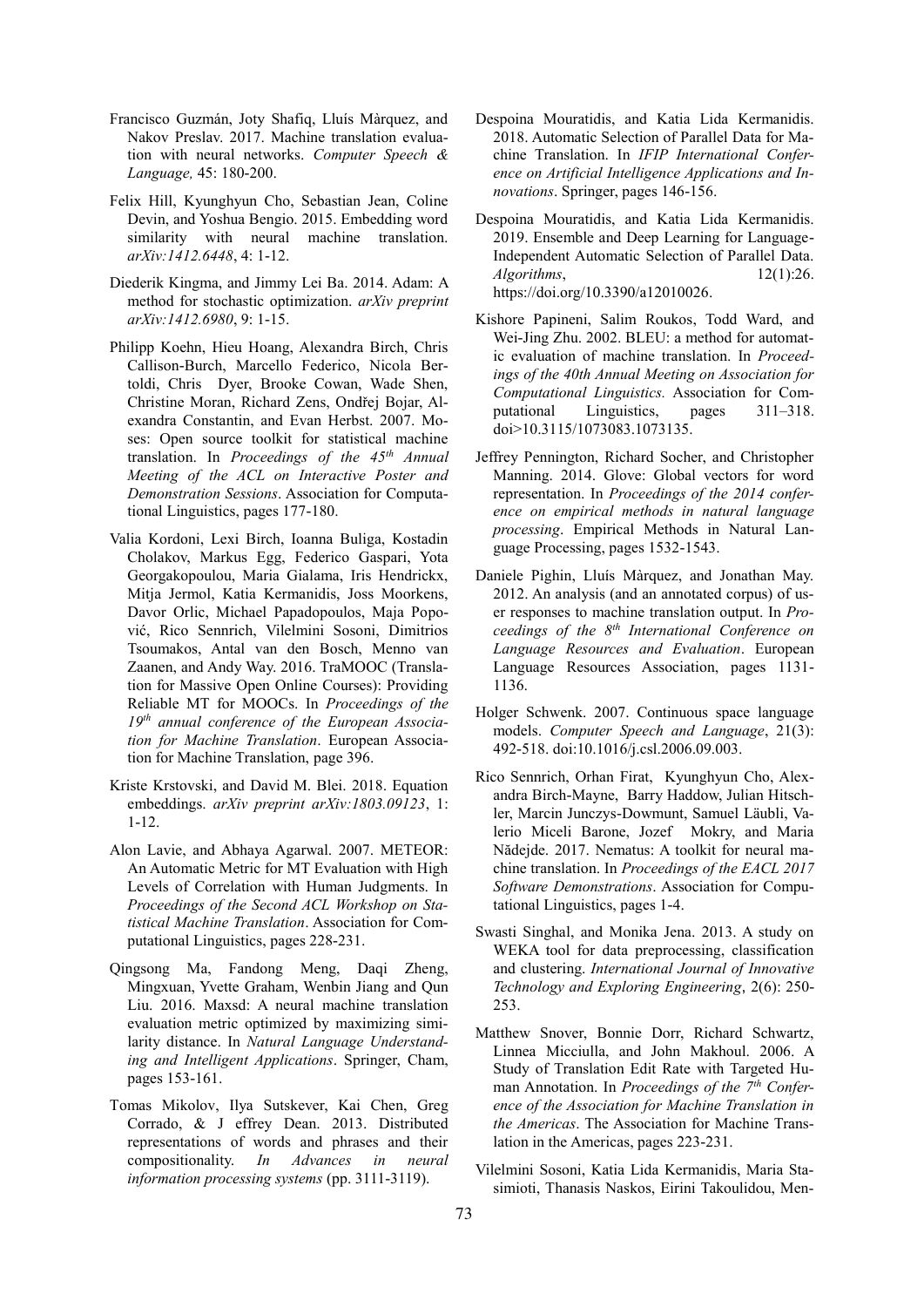Francisco Guzmán, Joty Shafiq, Lluís Màrquez, and Nakov Preslav. 2017. Machine translation evaluation with neural networks. *Computer Speech & Language,* 45: 180-200.

Felix Hill, Kyunghyun Cho, Sebastian Jean, Coline Devin, and Yoshua Bengio. 2015. Embedding word similarity with neural machine translation. *arXiv:1412.6448*, 4: 1-12.

Diederik Kingma, and Jimmy Lei Ba. 2014. Adam: A method for stochastic optimization. *arXiv preprint arXiv:1412.6980*, 9: 1-15.

Philipp Koehn, Hieu Hoang, Alexandra Birch, Chris Callison-Burch, Marcello Federico, Nicola Bertoldi, Chris Dyer, Brooke Cowan, Wade Shen, Christine Moran, Richard Zens, Ondřej Bojar, Alexandra Constantin, and Evan Herbst. 2007. Moses: Open source toolkit for statistical machine translation. In *Proceedings of the 45th Annual Meeting of the ACL on Interactive Poster and Demonstration Sessions*. Association for Computational Linguistics, pages 177-180.

Valia Kordoni, Lexi Birch, Ioanna Buliga, Kostadin Cholakov, Markus Egg, Federico Gaspari, Yota Georgakopoulou, Maria Gialama, Iris Hendrickx, Mitja Jermol, Katia Kermanidis, Joss Moorkens, Davor Orlic, Michael Papadopoulos, Maja Popović, Rico Sennrich, Vilelmini Sosoni, Dimitrios Tsoumakos, Antal van den Bosch, Menno van Zaanen, and Andy Way. 2016. TraMOOC (Translation for Massive Open Online Courses): Providing Reliable MT for MOOCs. In *Proceedings of the 19th annual conference of the European Association for Machine Translation*. European Association for Machine Translation, page 396.

Kriste Krstovski, and David M. Blei. 2018. Equation embeddings. *arXiv preprint arXiv:1803.09123*, 1: 1-12.

Alon Lavie, and Abhaya Agarwal. 2007. METEOR: An Automatic Metric for MT Evaluation with High Levels of Correlation with Human Judgments. In *Proceedings of the Second ACL Workshop on Statistical Machine Translation*. Association for Computational Linguistics, pages 228-231.

Qingsong Ma, Fandong Meng, Daqi Zheng, Mingxuan, Yvette Graham, Wenbin Jiang and Qun Liu. 2016. Maxsd: A neural machine translation evaluation metric optimized by maximizing similarity distance. In *Natural Language Understanding and Intelligent Applications*. Springer, Cham, pages 153-161.

Tomas Mikolov, Ilya Sutskever, Kai Chen, Greg Corrado, & J effrey Dean. 2013. Distributed representations of words and phrases and their compositionality. *In Advances in neural information processing systems* (pp. 3111-3119).

Despoina Mouratidis, and Katia Lida Kermanidis. 2018. Automatic Selection of Parallel Data for Machine Translation. In *IFIP International Conference on Artificial Intelligence Applications and Innovations*. Springer, pages 146-156.

Despoina Mouratidis, and Katia Lida Kermanidis. 2019. Ensemble and Deep Learning for Language-Independent Automatic Selection of Parallel Data. *Algorithms*, 12(1):26. https://doi.org/10.3390/a12010026.

Kishore Papineni, Salim Roukos, Todd Ward, and Wei-Jing Zhu. 2002. BLEU: a method for automatic evaluation of machine translation. In *Proceedings of the 40th Annual Meeting on Association for Computational Linguistics.* Association for Computational Linguistics, pages 311–318. doi>10.3115/1073083.1073135.

Jeffrey Pennington, Richard Socher, and Christopher Manning. 2014. Glove: Global vectors for word representation. In *Proceedings of the 2014 conference on empirical methods in natural language processing*. Empirical Methods in Natural Language Processing, pages 1532-1543.

Daniele Pighin, Lluís Màrquez, and Jonathan May. 2012. An analysis (and an annotated corpus) of user responses to machine translation output. In *Proceedings of the 8th International Conference on Language Resources and Evaluation*. European Language Resources Association, pages 1131-1136.

Holger Schwenk. 2007. Continuous space language models. *Computer Speech and Language*, 21(3): 492-518. doi:10.1016/j.csl.2006.09.003.

Rico Sennrich, Orhan Firat, Kyunghyun Cho, Alexandra Birch-Mayne, Barry Haddow, Julian Hitschler, Marcin Junczys-Dowmunt, Samuel Läubli, Valerio Miceli Barone, Jozef Mokry, and Maria Nădejde. 2017. Nematus: A toolkit for neural machine translation. In *Proceedings of the EACL 2017 Software Demonstrations*. Association for Computational Linguistics, pages 1-4.

Swasti Singhal, and Monika Jena. 2013. A study on WEKA tool for data preprocessing, classification and clustering. *International Journal of Innovative Technology and Exploring Engineering*, 2(6): 250-253.

Matthew Snover, Bonnie Dorr, Richard Schwartz, Linnea Micciulla, and John Makhoul. 2006. A Study of Translation Edit Rate with Targeted Human Annotation. In *Proceedings of the 7th Conference of the Association for Machine Translation in the Americas*. The Association for Machine Translation in the Americas, pages 223-231.

Vilelmini Sosoni, Katia Lida Kermanidis, Maria Stasimioti, Thanasis Naskos, Eirini Takoulidou, Men-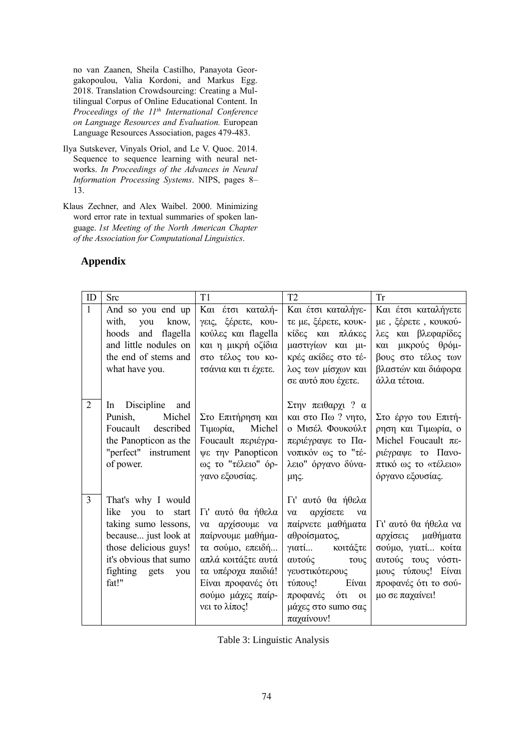no van Zaanen, Sheila Castilho, Panayota Georgakopoulou, Valia Kordoni, and Markus Egg. 2018. Translation Crowdsourcing: Creating a Multilingual Corpus of Online Educational Content. In *Proceedings of the 11th International Conference on Language Resources and Evaluation.* European Language Resources Association, pages 479-483.

Ilya Sutskever, Vinyals Oriol, and Le V. Quoc. 2014. Sequence to sequence learning with neural networks. *In Proceedings of the Advances in Neural Information Processing Systems*. NIPS, pages 8–13.

Klaus Zechner, and Alex Waibel. 2000. Minimizing word error rate in textual summaries of spoken language. *1st Meeting of the North American Chapter of the Association for Computational Linguistics*.

## Appendix

| ID | Src | T1 | T2 | Tr |
|---|---|---|---|---|
| 1 | And so you end up with, you know, hoods and flagella and little nodules on the end of stems and what have you. | Και έτσι καταλήγεις, ξέρετε, κουκούλες και flagella και η μικρή οζίδια στο τέλος του κοτσάνια και τι έχετε. | Και έτσι καταλήγετε με, ξέρετε, κουκκίδες και πλάκες μαστιγίων και μικρές ακίδες στο τέλος των μίσχων και σε αυτό που έχετε. | Και έτσι καταλήγετε με , ξέρετε , κουκούλες και βλεφαρίδες και μικρούς θρόμβους στο τέλος των βλαστών και διάφορα άλλα τέτοια. |
| 2 | In Discipline and Punish, Michel Foucault described the Panopticon as the "perfect" instrument of power. | Στο Επιτήρηση και Τιμωρία, Michel Foucault περιέγραψε την Panopticon ως το "τέλειο" όργανο εξουσίας. | Στην πειθαρχι ? α και στο Πω ? νητο, ο Μισέλ Φουκούλτ περιέγραψε το Πανοπικόν ως το "τέλειο" όργανο δύναμης. | Στο έργο του Επιτήρηση και Τιμωρία, ο Michel Foucault περιέγραψε το Πανοπτικό ως το «τέλειο» όργανο εξουσίας. |
| 3 | That's why I would like you to start taking sumo lessons, because... just look at those delicious guys! it's obvious that sumo fighting gets you fat!" | Γι' αυτό θα ήθελα να αρχίσουμε να παίρνουμε μαθήματα σούμο, επειδή... απλά κοιτάξτε αυτά τα υπέροχα παιδιά! Είναι προφανές ότι σούμο μάχες παίρνει το λίπος! | Γι' αυτό θα ήθελα να αρχίσετε να παίρνετε μαθήματα αθροίσματος, γιατί... κοιτάξτε αυτούς τους γευστικότερους τύπους! Είναι προφανές ότι οι μάχες στο sumo σας παχαίνουν! | Γι' αυτό θα ήθελα να αρχίσεις μαθήματα σούμο, γιατί... κοίτα αυτούς τους νόστιμους τύπους! Είναι προφανές ότι το σούμο σε παχαίνει! |

Table 3: Linguistic Analysis